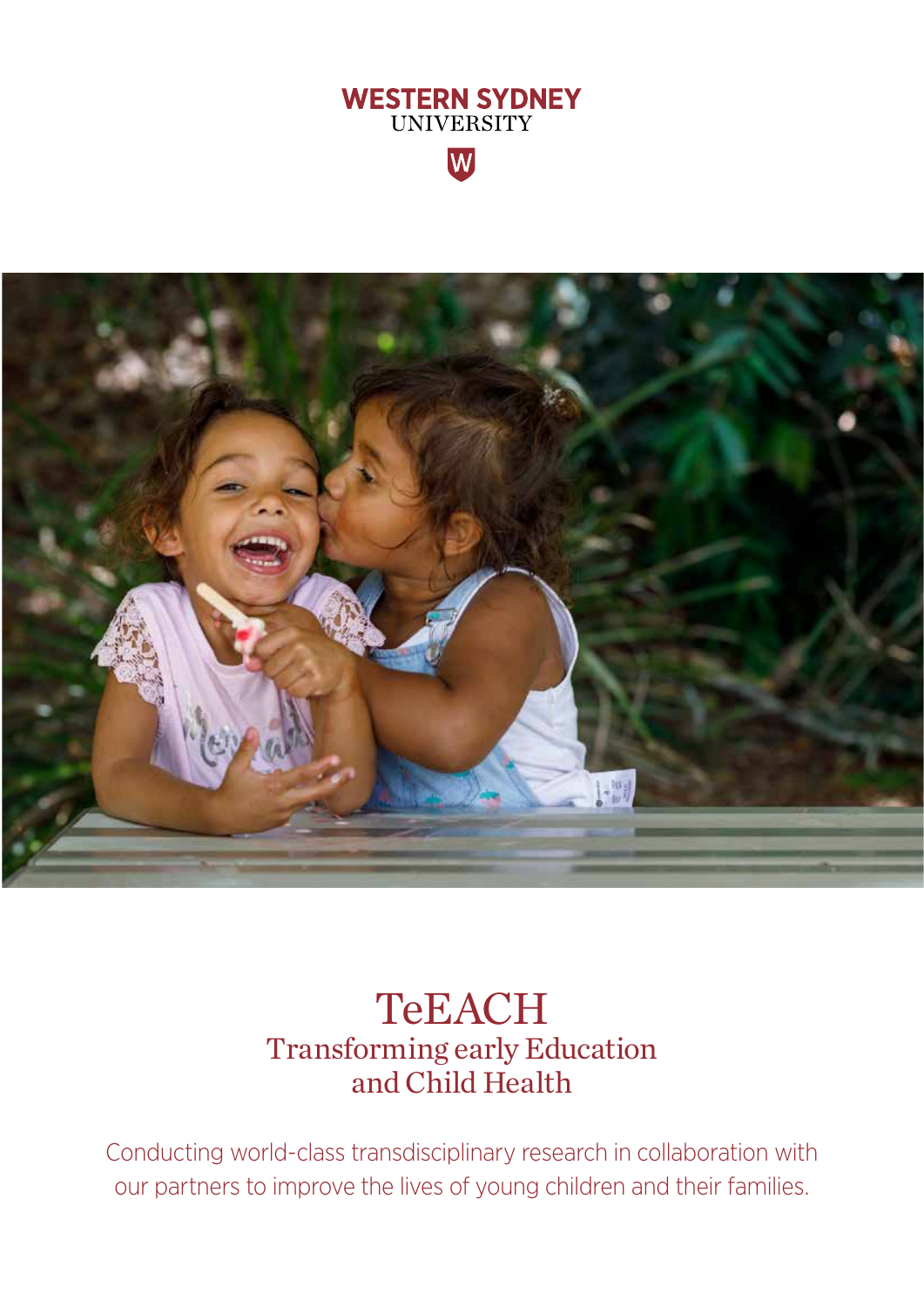WESTERN SYDNEY UNIVERSITY

# TeEACH

## Transforming early Education and Child Health

Conducting world-class transdisciplinary research in collaboration with our partners to improve the lives of young children and their families.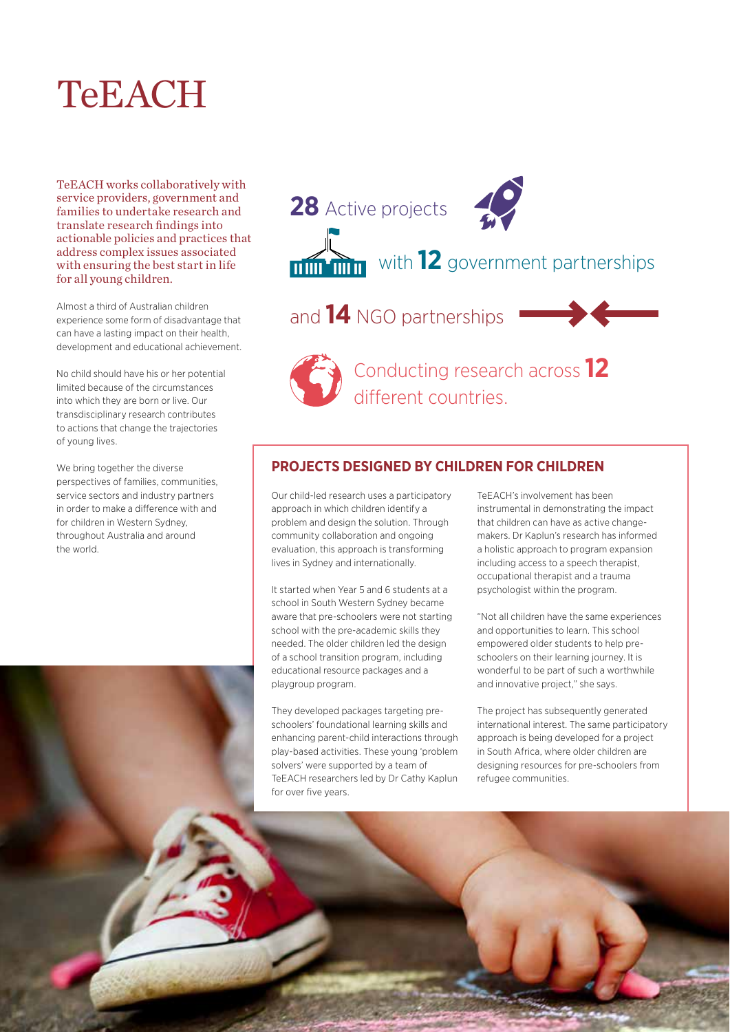# TeEACH

TeEACH works collaboratively with service providers, government and families to undertake research and translate research findings into actionable policies and practices that address complex issues associated with ensuring the best start in life for all young children.

Almost a third of Australian children experience some form of disadvantage that can have a lasting impact on their health, development and educational achievement.

No child should have his or her potential limited because of the circumstances into which they are born or live. Our transdisciplinary research contributes to actions that change the trajectories of young lives.

We bring together the diverse perspectives of families, communities, service sectors and industry partners in order to make a difference with and for children in Western Sydney, throughout Australia and around the world.

**28** Active projects

with **12** government partnerships

and **14** NGO partnerships

Conducting research across **12** different countries.

## PROJECTS DESIGNED BY CHILDREN FOR CHILDREN

Our child-led research uses a participatory approach in which children identify a problem and design the solution. Through community collaboration and ongoing evaluation, this approach is transforming lives in Sydney and internationally.

It started when Year 5 and 6 students at a school in South Western Sydney became aware that pre-schoolers were not starting school with the pre-academic skills they needed. The older children led the design of a school transition program, including educational resource packages and a playgroup program.

They developed packages targeting pre-schoolers' foundational learning skills and enhancing parent-child interactions through play-based activities. These young 'problem solvers' were supported by a team of TeEACH researchers led by Dr Cathy Kaplun for over five years.

TeEACH's involvement has been instrumental in demonstrating the impact that children can have as active change-makers. Dr Kaplun's research has informed a holistic approach to program expansion including access to a speech therapist, occupational therapist and a trauma psychologist within the program.

"Not all children have the same experiences and opportunities to learn. This school empowered older students to help pre-schoolers on their learning journey. It is wonderful to be part of such a worthwhile and innovative project," she says.

The project has subsequently generated international interest. The same participatory approach is being developed for a project in South Africa, where older children are designing resources for pre-schoolers from refugee communities.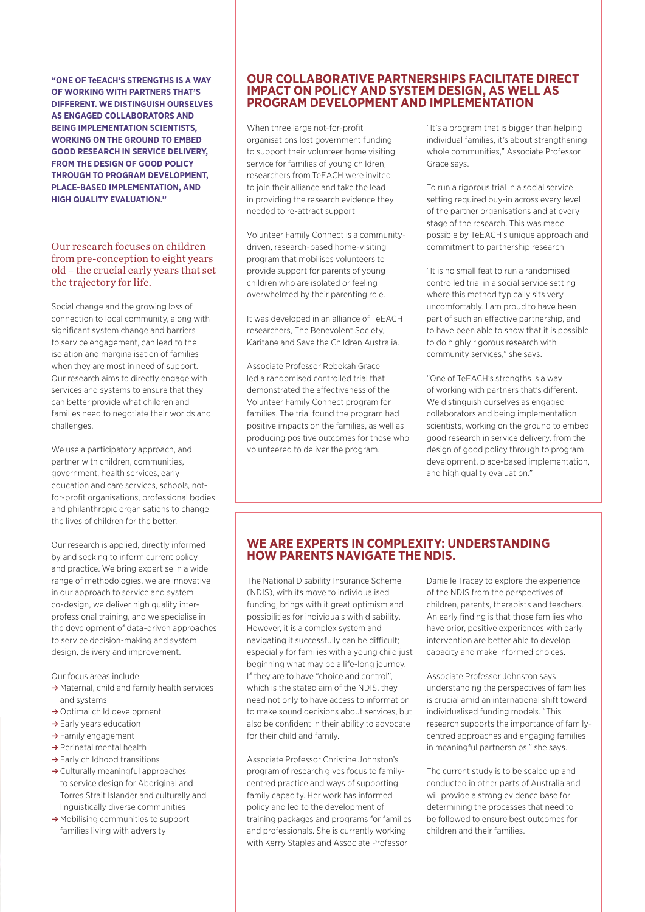**"ONE OF TeEACH'S STRENGTHS IS A WAY OF WORKING WITH PARTNERS THAT'S DIFFERENT. WE DISTINGUISH OURSELVES AS ENGAGED COLLABORATORS AND BEING IMPLEMENTATION SCIENTISTS, WORKING ON THE GROUND TO EMBED GOOD RESEARCH IN SERVICE DELIVERY, FROM THE DESIGN OF GOOD POLICY THROUGH TO PROGRAM DEVELOPMENT, PLACE-BASED IMPLEMENTATION, AND HIGH QUALITY EVALUATION."**

Our research focuses on children from pre-conception to eight years old – the crucial early years that set the trajectory for life.

Social change and the growing loss of connection to local community, along with significant system change and barriers to service engagement, can lead to the isolation and marginalisation of families when they are most in need of support. Our research aims to directly engage with services and systems to ensure that they can better provide what children and families need to negotiate their worlds and challenges.

We use a participatory approach, and partner with children, communities, government, health services, early education and care services, schools, not-for-profit organisations, professional bodies and philanthropic organisations to change the lives of children for the better.

Our research is applied, directly informed by and seeking to inform current policy and practice. We bring expertise in a wide range of methodologies, we are innovative in our approach to service and system co-design, we deliver high quality inter-professional training, and we specialise in the development of data-driven approaches to service decision-making and system design, delivery and improvement.

Our focus areas include:

- → Maternal, child and family health services and systems
- → Optimal child development
- → Early years education
- → Family engagement
- → Perinatal mental health
- → Early childhood transitions
- → Culturally meaningful approaches to service design for Aboriginal and Torres Strait Islander and culturally and linguistically diverse communities
- → Mobilising communities to support families living with adversity

## OUR COLLABORATIVE PARTNERSHIPS FACILITATE DIRECT IMPACT ON POLICY AND SYSTEM DESIGN, AS WELL AS PROGRAM DEVELOPMENT AND IMPLEMENTATION

When three large not-for-profit organisations lost government funding to support their volunteer home visiting service for families of young children, researchers from TeEACH were invited to join their alliance and take the lead in providing the research evidence they needed to re-attract support.

Volunteer Family Connect is a community-driven, research-based home-visiting program that mobilises volunteers to provide support for parents of young children who are isolated or feeling overwhelmed by their parenting role.

It was developed in an alliance of TeEACH researchers, The Benevolent Society, Karitane and Save the Children Australia.

Associate Professor Rebekah Grace led a randomised controlled trial that demonstrated the effectiveness of the Volunteer Family Connect program for families. The trial found the program had positive impacts on the families, as well as producing positive outcomes for those who volunteered to deliver the program.

"It's a program that is bigger than helping individual families, it's about strengthening whole communities," Associate Professor Grace says.

To run a rigorous trial in a social service setting required buy-in across every level of the partner organisations and at every stage of the research. This was made possible by TeEACH's unique approach and commitment to partnership research.

"It is no small feat to run a randomised controlled trial in a social service setting where this method typically sits very uncomfortably. I am proud to have been part of such an effective partnership, and to have been able to show that it is possible to do highly rigorous research with community services," she says.

"One of TeEACH's strengths is a way of working with partners that's different. We distinguish ourselves as engaged collaborators and being implementation scientists, working on the ground to embed good research in service delivery, from the design of good policy through to program development, place-based implementation, and high quality evaluation."

## WE ARE EXPERTS IN COMPLEXITY: UNDERSTANDING HOW PARENTS NAVIGATE THE NDIS.

The National Disability Insurance Scheme (NDIS), with its move to individualised funding, brings with it great optimism and possibilities for individuals with disability. However, it is a complex system and navigating it successfully can be difficult; especially for families with a young child just beginning what may be a life-long journey. If they are to have "choice and control", which is the stated aim of the NDIS, they need not only to have access to information to make sound decisions about services, but also be confident in their ability to advocate for their child and family.

Associate Professor Christine Johnston's program of research gives focus to family-centred practice and ways of supporting family capacity. Her work has informed policy and led to the development of training packages and programs for families and professionals. She is currently working with Kerry Staples and Associate Professor Danielle Tracey to explore the experience of the NDIS from the perspectives of children, parents, therapists and teachers. An early finding is that those families who have prior, positive experiences with early intervention are better able to develop capacity and make informed choices.

Associate Professor Johnston says understanding the perspectives of families is crucial amid an international shift toward individualised funding models. "This research supports the importance of family-centred approaches and engaging families in meaningful partnerships," she says.

The current study is to be scaled up and conducted in other parts of Australia and will provide a strong evidence base for determining the processes that need to be followed to ensure best outcomes for children and their families.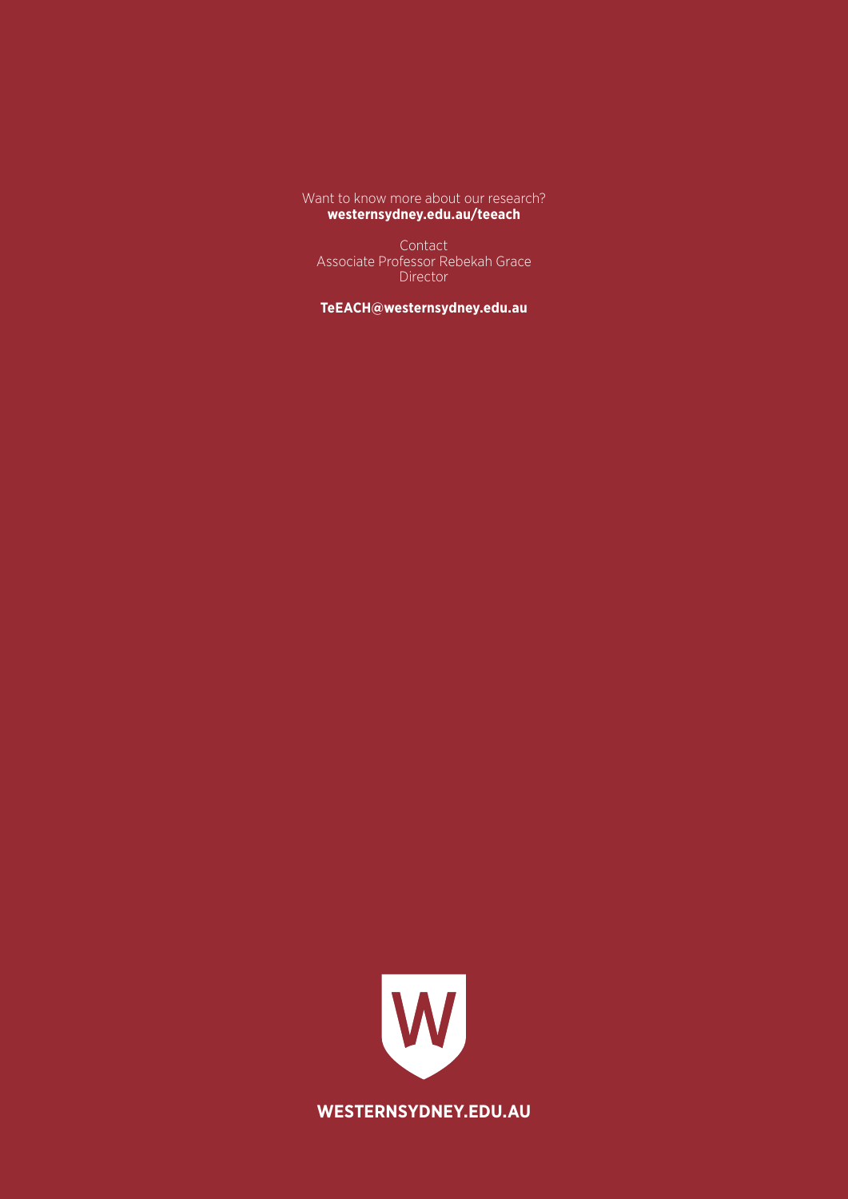Want to know more about our research?
**westernsydney.edu.au/teeach**

Contact
Associate Professor Rebekah Grace
Director

**TeEACH@westernsydney.edu.au**

**WESTERNSYDNEY.EDU.AU**